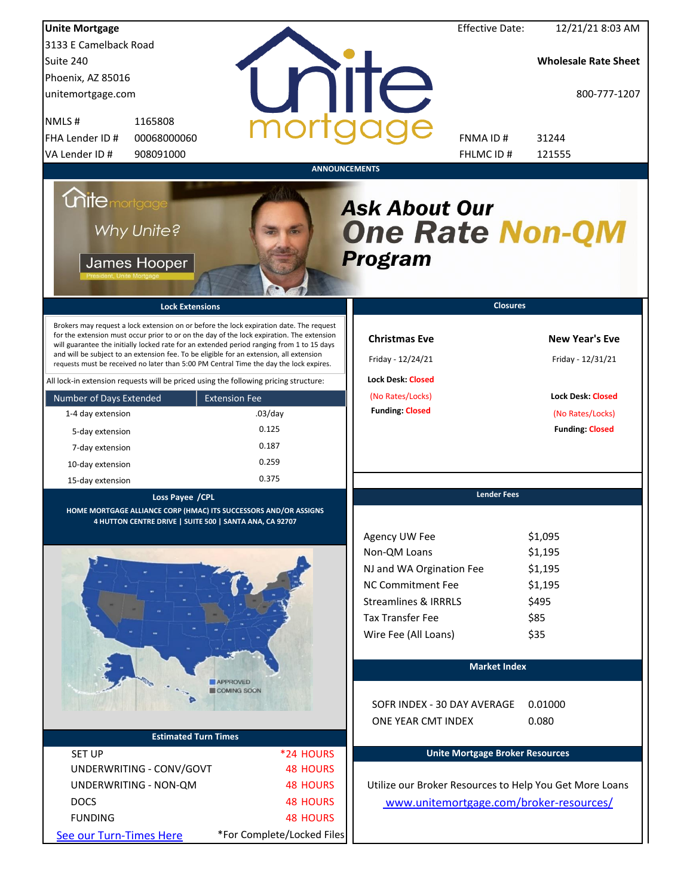**Unite Mortgage**
3133 E Camelback Road
Suite 240
Phoenix, AZ 85016
unitemortgage.com

| | |
|---|---|
| NMLS # | 1165808 |
| FHA Lender ID # | 00068000060 |
| VA Lender ID # | 908091000 |

Effective Date: 12/21/21 8:03 AM

**Wholesale Rate Sheet**

800-777-1207

| | |
|---|---|
| FNMA ID # | 31244 |
| FHLMC ID # | 121555 |

## ANNOUNCEMENTS

Why Unite?

James Hooper
President, Unite Mortgage

***Ask About Our One Rate Non-QM Program***

## Lock Extensions

Brokers may request a lock extension on or before the lock expiration date. The request for the extension must occur prior to or on the day of the lock expiration. The extension will guarantee the initially locked rate for an extended period ranging from 1 to 15 days and will be subject to an extension fee. To be eligible for an extension, all extension requests must be received no later than 5:00 PM Central Time the day the lock expires.

All lock-in extension requests will be priced using the following pricing structure:

| Number of Days Extended | Extension Fee |
|---|---|
| 1-4 day extension | .03/day |
| 5-day extension | 0.125 |
| 7-day extension | 0.187 |
| 10-day extension | 0.259 |
| 15-day extension | 0.375 |

## Closures

| Christmas Eve | New Year's Eve |
|---|---|
| Friday - 12/24/21 | Friday - 12/31/21 |
| Lock Desk: Closed (No Rates/Locks) | Lock Desk: Closed (No Rates/Locks) |
| Funding: Closed | Funding: Closed |

## Loss Payee /CPL

**HOME MORTGAGE ALLIANCE CORP (HMAC) ITS SUCCESSORS AND/OR ASSIGNS**
**4 HUTTON CENTRE DRIVE | SUITE 500 | SANTA ANA, CA 92707**

APPROVED
COMING SOON

## Lender Fees

| | |
|---|---|
| Agency UW Fee | $1,095 |
| Non-QM Loans | $1,195 |
| NJ and WA Orgination Fee | $1,195 |
| NC Commitment Fee | $1,195 |
| Streamlines & IRRRLS | $495 |
| Tax Transfer Fee | $85 |
| Wire Fee (All Loans) | $35 |

## Market Index

| | |
|---|---|
| SOFR INDEX - 30 DAY AVERAGE | 0.01000 |
| ONE YEAR CMT INDEX | 0.080 |

## Estimated Turn Times

| | |
|---|---|
| SET UP | *24 HOURS |
| UNDERWRITING - CONV/GOVT | 48 HOURS |
| UNDERWRITING - NON-QM | 48 HOURS |
| DOCS | 48 HOURS |
| FUNDING | 48 HOURS |

See our Turn-Times Here

*For Complete/Locked Files

## Unite Mortgage Broker Resources

Utilize our Broker Resources to Help You Get More Loans

www.unitemortgage.com/broker-resources/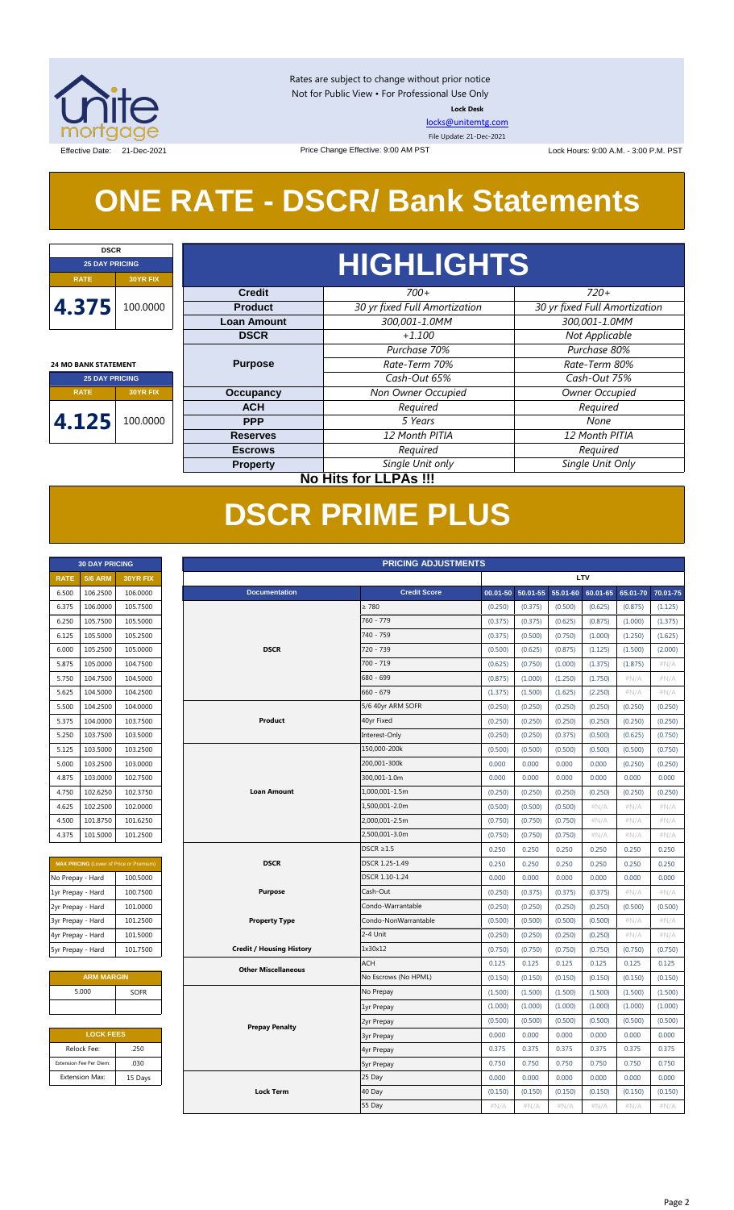Rates are subject to change without prior notice
Not for Public View • For Professional Use Only
**Lock Desk**
locks@unitemtg.com
File Update: 21-Dec-2021

Effective Date: 21-Dec-2021 | Price Change Effective: 9:00 AM PST | Lock Hours: 9:00 A.M. - 3:00 P.M. PST

# ONE RATE - DSCR/ Bank Statements

| DSCR | |
|---|---|
| **25 DAY PRICING** | |
| **RATE** | **30YR FIX** |
| 4.375 | 100.0000 |

| 24 MO BANK STATEMENT | |
|---|---|
| **25 DAY PRICING** | |
| **RATE** | **30YR FIX** |
| 4.125 | 100.0000 |

## HIGHLIGHTS

| | | |
|---|---|---|
| **Credit** | *700+* | *720+* |
| **Product** | *30 yr fixed Full Amortization* | *30 yr fixed Full Amortization* |
| **Loan Amount** | *300,001-1.0MM* | *300,001-1.0MM* |
| **DSCR** | *+1.100* | *Not Applicable* |
| **Purpose** | *Purchase 70%* | *Purchase 80%* |
| | *Rate-Term 70%* | *Rate-Term 80%* |
| | *Cash-Out 65%* | *Cash-Out 75%* |
| **Occupancy** | *Non Owner Occupied* | *Owner Occupied* |
| **ACH** | *Required* | *Required* |
| **PPP** | *5 Years* | *None* |
| **Reserves** | *12 Month PITIA* | *12 Month PITIA* |
| **Escrows** | *Required* | *Required* |
| **Property** | *Single Unit only* | *Single Unit Only* |

**No Hits for LLPAs !!!**

# DSCR PRIME PLUS

| 30 DAY PRICING | | |
|---|---|---|
| **RATE** | **5/6 ARM** | **30YR FIX** |
| 6.500 | 106.2500 | 106.0000 |
| 6.375 | 106.0000 | 105.7500 |
| 6.250 | 105.7500 | 105.5000 |
| 6.125 | 105.5000 | 105.2500 |
| 6.000 | 105.2500 | 105.0000 |
| 5.875 | 105.0000 | 104.7500 |
| 5.750 | 104.7500 | 104.5000 |
| 5.625 | 104.5000 | 104.2500 |
| 5.500 | 104.2500 | 104.0000 |
| 5.375 | 104.0000 | 103.7500 |
| 5.250 | 103.7500 | 103.5000 |
| 5.125 | 103.5000 | 103.2500 |
| 5.000 | 103.2500 | 103.0000 |
| 4.875 | 103.0000 | 102.7500 |
| 4.750 | 102.6250 | 102.3750 |
| 4.625 | 102.2500 | 102.0000 |
| 4.500 | 101.8750 | 101.6250 |
| 4.375 | 101.5000 | 101.2500 |

| MAX PRICING (Lower of Price or Premium) | |
|---|---|
| No Prepay - Hard | 100.5000 |
| 1yr Prepay - Hard | 100.7500 |
| 2yr Prepay - Hard | 101.0000 |
| 3yr Prepay - Hard | 101.2500 |
| 4yr Prepay - Hard | 101.5000 |
| 5yr Prepay - Hard | 101.7500 |

| ARM MARGIN | |
|---|---|
| 5.000 | SOFR |

| LOCK FEES | |
|---|---|
| Relock Fee: | .250 |
| Extension Fee Per Diem: | .030 |
| Extension Max: | 15 Days |

| PRICING ADJUSTMENTS | | LTV | | | | | |
|---|---|---|---|---|---|---|---|
| **Documentation** | **Credit Score** | **00.01-50** | **50.01-55** | **55.01-60** | **60.01-65** | **65.01-70** | **70.01-75** |
| DSCR | ≥ 780 | (0.250) | (0.375) | (0.500) | (0.625) | (0.875) | (1.125) |
| | 760 - 779 | (0.375) | (0.375) | (0.625) | (0.875) | (1.000) | (1.375) |
| | 740 - 759 | (0.375) | (0.500) | (0.750) | (1.000) | (1.250) | (1.625) |
| | 720 - 739 | (0.500) | (0.625) | (0.875) | (1.125) | (1.500) | (2.000) |
| | 700 - 719 | (0.625) | (0.750) | (1.000) | (1.375) | (1.875) | #N/A |
| | 680 - 699 | (0.875) | (1.000) | (1.250) | (1.750) | #N/A | #N/A |
| | 660 - 679 | (1.375) | (1.500) | (1.625) | (2.250) | #N/A | #N/A |
| Product | 5/6 40yr ARM SOFR | (0.250) | (0.250) | (0.250) | (0.250) | (0.250) | (0.250) |
| | 40yr Fixed | (0.250) | (0.250) | (0.250) | (0.250) | (0.250) | (0.250) |
| | Interest-Only | (0.250) | (0.250) | (0.375) | (0.500) | (0.625) | (0.750) |
| Loan Amount | 150,000-200k | (0.500) | (0.500) | (0.500) | (0.500) | (0.500) | (0.500) |
| | 200,001-300k | 0.000 | 0.000 | 0.000 | 0.000 | (0.250) | (0.250) |
| | 300,001-1.0m | 0.000 | 0.000 | 0.000 | 0.000 | 0.000 | 0.000 |
| | 1,000,001-1.5m | (0.250) | (0.250) | (0.250) | (0.250) | (0.250) | (0.250) |
| | 1,500,001-2.0m | (0.500) | (0.500) | (0.500) | #N/A | #N/A | #N/A |
| | 2,000,001-2.5m | (0.750) | (0.750) | (0.750) | #N/A | #N/A | #N/A |
| | 2,500,001-3.0m | (0.750) | (0.750) | (0.750) | #N/A | #N/A | #N/A |
| DSCR | DSCR ≥1.5 | 0.250 | 0.250 | 0.250 | 0.250 | 0.250 | 0.250 |
| | DSCR 1.25-1.49 | 0.250 | 0.250 | 0.250 | 0.250 | 0.250 | 0.250 |
| | DSCR 1.10-1.24 | 0.000 | 0.000 | 0.000 | 0.000 | 0.000 | 0.000 |
| Purpose | Cash-Out | (0.250) | (0.375) | (0.375) | (0.375) | #N/A | #N/A |
| Property Type | Condo-Warrantable | (0.250) | (0.250) | (0.250) | (0.250) | (0.500) | (0.500) |
| | Condo-NonWarrantable | (0.500) | (0.500) | (0.500) | (0.500) | #N/A | #N/A |
| | 2-4 Unit | (0.250) | (0.250) | (0.250) | (0.250) | #N/A | #N/A |
| Credit / Housing History | 1x30x12 | (0.750) | (0.750) | (0.750) | (0.750) | (0.750) | (0.750) |
| Other Miscellaneous | ACH | 0.125 | 0.125 | 0.125 | 0.125 | 0.125 | 0.125 |
| | No Escrows (No HPML) | (0.150) | (0.150) | (0.150) | (0.150) | (0.150) | (0.150) |
| Prepay Penalty | No Prepay | (1.500) | (1.500) | (1.500) | (1.500) | (1.500) | (1.500) |
| | 1yr Prepay | (1.000) | (1.000) | (1.000) | (1.000) | (1.000) | (1.000) |
| | 2yr Prepay | (0.500) | (0.500) | (0.500) | (0.500) | (0.500) | (0.500) |
| | 3yr Prepay | 0.000 | 0.000 | 0.000 | 0.000 | 0.000 | 0.000 |
| | 4yr Prepay | 0.375 | 0.375 | 0.375 | 0.375 | 0.375 | 0.375 |
| | 5yr Prepay | 0.750 | 0.750 | 0.750 | 0.750 | 0.750 | 0.750 |
| Lock Term | 25 Day | 0.000 | 0.000 | 0.000 | 0.000 | 0.000 | 0.000 |
| | 40 Day | (0.150) | (0.150) | (0.150) | (0.150) | (0.150) | (0.150) |
| | 55 Day | #N/A | #N/A | #N/A | #N/A | #N/A | #N/A |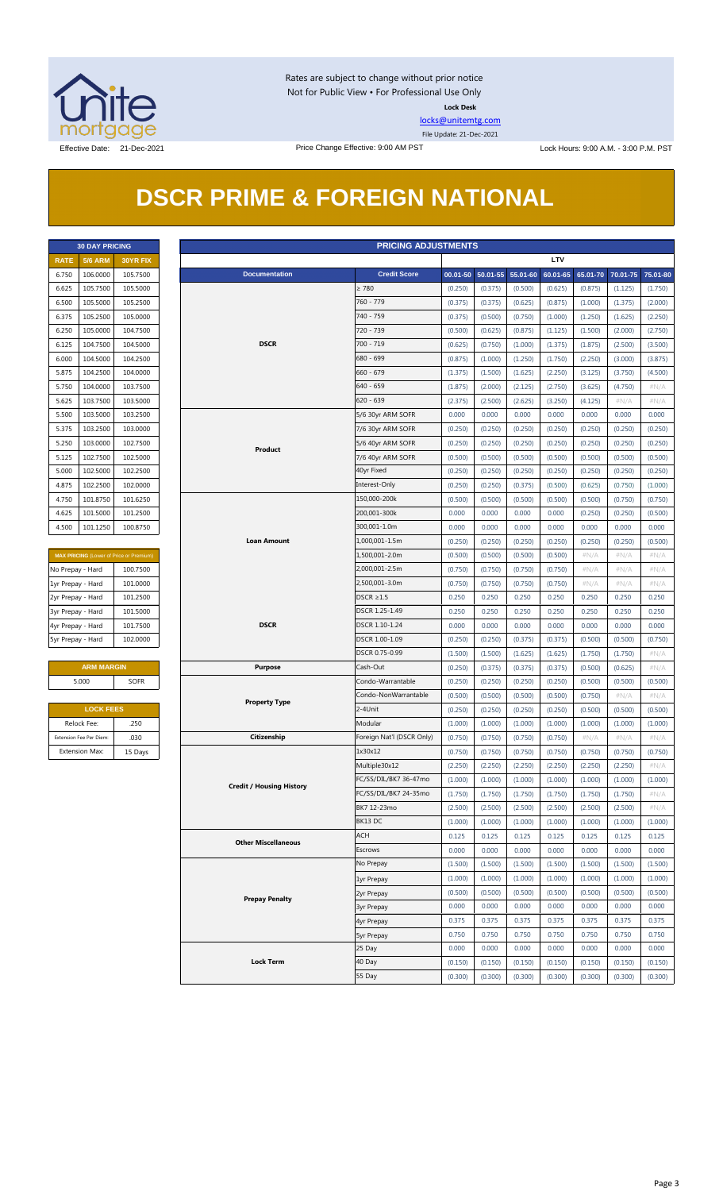Rates are subject to change without prior notice
Not for Public View • For Professional Use Only
**Lock Desk**
locks@unitemtg.com
File Update: 21-Dec-2021

Effective Date: 21-Dec-2021 | Price Change Effective: 9:00 AM PST | Lock Hours: 9:00 A.M. - 3:00 P.M. PST

# DSCR PRIME & FOREIGN NATIONAL

| 30 DAY PRICING | | |
|---|---|---|
| **RATE** | **5/6 ARM** | **30YR FIX** |
| 6.750 | 106.0000 | 105.7500 |
| 6.625 | 105.7500 | 105.5000 |
| 6.500 | 105.5000 | 105.2500 |
| 6.375 | 105.2500 | 105.0000 |
| 6.250 | 105.0000 | 104.7500 |
| 6.125 | 104.7500 | 104.5000 |
| 6.000 | 104.5000 | 104.2500 |
| 5.875 | 104.2500 | 104.0000 |
| 5.750 | 104.0000 | 103.7500 |
| 5.625 | 103.7500 | 103.5000 |
| 5.500 | 103.5000 | 103.2500 |
| 5.375 | 103.2500 | 103.0000 |
| 5.250 | 103.0000 | 102.7500 |
| 5.125 | 102.7500 | 102.5000 |
| 5.000 | 102.5000 | 102.2500 |
| 4.875 | 102.2500 | 102.0000 |
| 4.750 | 101.8750 | 101.6250 |
| 4.625 | 101.5000 | 101.2500 |
| 4.500 | 101.1250 | 100.8750 |

| MAX PRICING (Lower of Price or Premium) | |
|---|---|
| No Prepay - Hard | 100.7500 |
| 1yr Prepay - Hard | 101.0000 |
| 2yr Prepay - Hard | 101.2500 |
| 3yr Prepay - Hard | 101.5000 |
| 4yr Prepay - Hard | 101.7500 |
| 5yr Prepay - Hard | 102.0000 |

| ARM MARGIN | |
|---|---|
| 5.000 | SOFR |

| LOCK FEES | |
|---|---|
| Relock Fee: | .250 |
| Extension Fee Per Diem: | .030 |
| Extension Max: | 15 Days |

| PRICING ADJUSTMENTS | | | | | | | | |
|---|---|---|---|---|---|---|---|---|
| | | LTV | | | | | | |
| **Documentation** | **Credit Score** | **00.01-50** | **50.01-55** | **55.01-60** | **60.01-65** | **65.01-70** | **70.01-75** | **75.01-80** |
| DSCR | ≥ 780 | (0.250) | (0.375) | (0.500) | (0.625) | (0.875) | (1.125) | (1.750) |
| | 760 - 779 | (0.375) | (0.375) | (0.625) | (0.875) | (1.000) | (1.375) | (2.000) |
| | 740 - 759 | (0.375) | (0.500) | (0.750) | (1.000) | (1.250) | (1.625) | (2.250) |
| | 720 - 739 | (0.500) | (0.625) | (0.875) | (1.125) | (1.500) | (2.000) | (2.750) |
| | 700 - 719 | (0.625) | (0.750) | (1.000) | (1.375) | (1.875) | (2.500) | (3.500) |
| | 680 - 699 | (0.875) | (1.000) | (1.250) | (1.750) | (2.250) | (3.000) | (3.875) |
| | 660 - 679 | (1.375) | (1.500) | (1.625) | (2.250) | (3.125) | (3.750) | (4.500) |
| | 640 - 659 | (1.875) | (2.000) | (2.125) | (2.750) | (3.625) | (4.750) | #N/A |
| | 620 - 639 | (2.375) | (2.500) | (2.625) | (3.250) | (4.125) | #N/A | #N/A |
| Product | 5/6 30yr ARM SOFR | 0.000 | 0.000 | 0.000 | 0.000 | 0.000 | 0.000 | 0.000 |
| | 7/6 30yr ARM SOFR | (0.250) | (0.250) | (0.250) | (0.250) | (0.250) | (0.250) | (0.250) |
| | 5/6 40yr ARM SOFR | (0.250) | (0.250) | (0.250) | (0.250) | (0.250) | (0.250) | (0.250) |
| | 7/6 40yr ARM SOFR | (0.500) | (0.500) | (0.500) | (0.500) | (0.500) | (0.500) | (0.500) |
| | 40yr Fixed | (0.250) | (0.250) | (0.250) | (0.250) | (0.250) | (0.250) | (0.250) |
| | Interest-Only | (0.250) | (0.250) | (0.375) | (0.500) | (0.625) | (0.750) | (1.000) |
| Loan Amount | 150,000-200k | (0.500) | (0.500) | (0.500) | (0.500) | (0.500) | (0.750) | (0.750) |
| | 200,001-300k | 0.000 | 0.000 | 0.000 | 0.000 | (0.250) | (0.250) | (0.500) |
| | 300,001-1.0m | 0.000 | 0.000 | 0.000 | 0.000 | 0.000 | 0.000 | 0.000 |
| | 1,000,001-1.5m | (0.250) | (0.250) | (0.250) | (0.250) | (0.250) | (0.250) | (0.500) |
| | 1,500,001-2.0m | (0.500) | (0.500) | (0.500) | (0.500) | #N/A | #N/A | #N/A |
| | 2,000,001-2.5m | (0.750) | (0.750) | (0.750) | (0.750) | #N/A | #N/A | #N/A |
| | 2,500,001-3.0m | (0.750) | (0.750) | (0.750) | (0.750) | #N/A | #N/A | #N/A |
| DSCR | DSCR ≥1.5 | 0.250 | 0.250 | 0.250 | 0.250 | 0.250 | 0.250 | 0.250 |
| | DSCR 1.25-1.49 | 0.250 | 0.250 | 0.250 | 0.250 | 0.250 | 0.250 | 0.250 |
| | DSCR 1.10-1.24 | 0.000 | 0.000 | 0.000 | 0.000 | 0.000 | 0.000 | 0.000 |
| | DSCR 1.00-1.09 | (0.250) | (0.250) | (0.375) | (0.375) | (0.500) | (0.500) | (0.750) |
| | DSCR 0.75-0.99 | (1.500) | (1.500) | (1.625) | (1.625) | (1.750) | (1.750) | #N/A |
| Purpose | Cash-Out | (0.250) | (0.375) | (0.375) | (0.375) | (0.500) | (0.625) | #N/A |
| Property Type | Condo-Warrantable | (0.250) | (0.250) | (0.250) | (0.250) | (0.500) | (0.500) | (0.500) |
| | Condo-NonWarrantable | (0.500) | (0.500) | (0.500) | (0.500) | (0.750) | #N/A | #N/A |
| | 2-4Unit | (0.250) | (0.250) | (0.250) | (0.250) | (0.500) | (0.500) | (0.500) |
| | Modular | (1.000) | (1.000) | (1.000) | (1.000) | (1.000) | (1.000) | (1.000) |
| Citizenship | Foreign Nat'l (DSCR Only) | (0.750) | (0.750) | (0.750) | (0.750) | #N/A | #N/A | #N/A |
| Credit / Housing History | 1x30x12 | (0.750) | (0.750) | (0.750) | (0.750) | (0.750) | (0.750) | (0.750) |
| | Multiple30x12 | (2.250) | (2.250) | (2.250) | (2.250) | (2.250) | (2.250) | #N/A |
| | FC/SS/DIL/BK7 36-47mo | (1.000) | (1.000) | (1.000) | (1.000) | (1.000) | (1.000) | (1.000) |
| | FC/SS/DIL/BK7 24-35mo | (1.750) | (1.750) | (1.750) | (1.750) | (1.750) | (1.750) | #N/A |
| | BK7 12-23mo | (2.500) | (2.500) | (2.500) | (2.500) | (2.500) | (2.500) | #N/A |
| | BK13 DC | (1.000) | (1.000) | (1.000) | (1.000) | (1.000) | (1.000) | (1.000) |
| Other Miscellaneous | ACH | 0.125 | 0.125 | 0.125 | 0.125 | 0.125 | 0.125 | 0.125 |
| | Escrows | 0.000 | 0.000 | 0.000 | 0.000 | 0.000 | 0.000 | 0.000 |
| Prepay Penalty | No Prepay | (1.500) | (1.500) | (1.500) | (1.500) | (1.500) | (1.500) | (1.500) |
| | 1yr Prepay | (1.000) | (1.000) | (1.000) | (1.000) | (1.000) | (1.000) | (1.000) |
| | 2yr Prepay | (0.500) | (0.500) | (0.500) | (0.500) | (0.500) | (0.500) | (0.500) |
| | 3yr Prepay | 0.000 | 0.000 | 0.000 | 0.000 | 0.000 | 0.000 | 0.000 |
| | 4yr Prepay | 0.375 | 0.375 | 0.375 | 0.375 | 0.375 | 0.375 | 0.375 |
| | 5yr Prepay | 0.750 | 0.750 | 0.750 | 0.750 | 0.750 | 0.750 | 0.750 |
| Lock Term | 25 Day | 0.000 | 0.000 | 0.000 | 0.000 | 0.000 | 0.000 | 0.000 |
| | 40 Day | (0.150) | (0.150) | (0.150) | (0.150) | (0.150) | (0.150) | (0.150) |
| | 55 Day | (0.300) | (0.300) | (0.300) | (0.300) | (0.300) | (0.300) | (0.300) |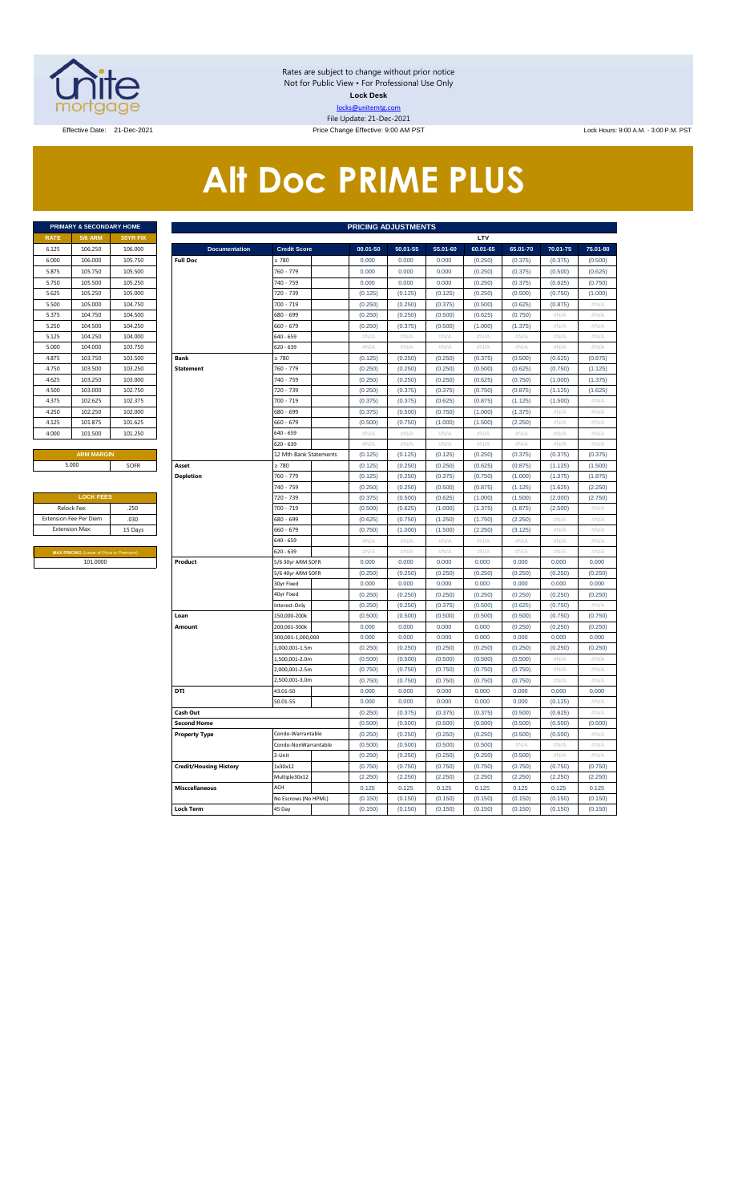Rates are subject to change without prior notice
Not for Public View • For Professional Use Only
**Lock Desk**
locks@unitemtg.com
File Update: 21-Dec-2021

Effective Date: 21-Dec-2021 | Price Change Effective: 9:00 AM PST | Lock Hours: 9:00 A.M. - 3:00 P.M. PST

# Alt Doc PRIME PLUS

| PRIMARY & SECONDARY HOME | | |
|---|---|---|
| **RATE** | **5/6 ARM** | **30YR FIX** |
| 6.125 | 106.250 | 106.000 |
| 6.000 | 106.000 | 105.750 |
| 5.875 | 105.750 | 105.500 |
| 5.750 | 105.500 | 105.250 |
| 5.625 | 105.250 | 105.000 |
| 5.500 | 105.000 | 104.750 |
| 5.375 | 104.750 | 104.500 |
| 5.250 | 104.500 | 104.250 |
| 5.125 | 104.250 | 104.000 |
| 5.000 | 104.000 | 103.750 |
| 4.875 | 103.750 | 103.500 |
| 4.750 | 103.500 | 103.250 |
| 4.625 | 103.250 | 103.000 |
| 4.500 | 103.000 | 102.750 |
| 4.375 | 102.625 | 102.375 |
| 4.250 | 102.250 | 102.000 |
| 4.125 | 101.875 | 101.625 |
| 4.000 | 101.500 | 101.250 |

| ARM MARGIN | |
|---|---|
| 5.000 | SOFR |

| LOCK FEES | |
|---|---|
| Relock Fee: | .250 |
| Extension Fee Per Diem | .030 |
| Extension Max: | 15 Days |

| MAX PRICING (Lower of Price or Premium) |
|---|
| 101.0000 |

| PRICING ADJUSTMENTS | | | | | | | | | |
|---|---|---|---|---|---|---|---|---|---|
| | | LTV | | | | | | | |
| **Documentation** | **Credit Score** | **00.01-50** | **50.01-55** | **55.01-60** | **60.01-65** | **65.01-70** | **70.01-75** | **75.01-80** |
| **Full Doc** | ≥ 780 | 0.000 | 0.000 | 0.000 | (0.250) | (0.375) | (0.375) | (0.500) |
| | 760 - 779 | 0.000 | 0.000 | 0.000 | (0.250) | (0.375) | (0.500) | (0.625) |
| | 740 - 759 | 0.000 | 0.000 | 0.000 | (0.250) | (0.375) | (0.625) | (0.750) |
| | 720 - 739 | (0.125) | (0.125) | (0.125) | (0.250) | (0.500) | (0.750) | (1.000) |
| | 700 - 719 | (0.250) | (0.250) | (0.375) | (0.500) | (0.625) | (0.875) | #N/A |
| | 680 - 699 | (0.250) | (0.250) | (0.500) | (0.625) | (0.750) | #N/A | #N/A |
| | 660 - 679 | (0.250) | (0.375) | (0.500) | (1.000) | (1.375) | #N/A | #N/A |
| | 640 - 659 | #N/A | #N/A | #N/A | #N/A | #N/A | #N/A | #N/A |
| | 620 - 639 | #N/A | #N/A | #N/A | #N/A | #N/A | #N/A | #N/A |
| **Bank Statement** | ≥ 780 | (0.125) | (0.250) | (0.250) | (0.375) | (0.500) | (0.625) | (0.875) |
| | 760 - 779 | (0.250) | (0.250) | (0.250) | (0.500) | (0.625) | (0.750) | (1.125) |
| | 740 - 759 | (0.250) | (0.250) | (0.250) | (0.625) | (0.750) | (1.000) | (1.375) |
| | 720 - 739 | (0.250) | (0.375) | (0.375) | (0.750) | (0.875) | (1.125) | (1.625) |
| | 700 - 719 | (0.375) | (0.375) | (0.625) | (0.875) | (1.125) | (1.500) | #N/A |
| | 680 - 699 | (0.375) | (0.500) | (0.750) | (1.000) | (1.375) | #N/A | #N/A |
| | 660 - 679 | (0.500) | (0.750) | (1.000) | (1.500) | (2.250) | #N/A | #N/A |
| | 640 - 659 | #N/A | #N/A | #N/A | #N/A | #N/A | #N/A | #N/A |
| | 620 - 639 | #N/A | #N/A | #N/A | #N/A | #N/A | #N/A | #N/A |
| | 12 Mth Bank Statements | (0.125) | (0.125) | (0.125) | (0.250) | (0.375) | (0.375) | (0.375) |
| **Asset Depletion** | ≥ 780 | (0.125) | (0.250) | (0.250) | (0.625) | (0.875) | (1.125) | (1.500) |
| | 760 - 779 | (0.125) | (0.250) | (0.375) | (0.750) | (1.000) | (1.375) | (1.875) |
| | 740 - 759 | (0.250) | (0.250) | (0.500) | (0.875) | (1.125) | (1.625) | (2.250) |
| | 720 - 739 | (0.375) | (0.500) | (0.625) | (1.000) | (1.500) | (2.000) | (2.750) |
| | 700 - 719 | (0.500) | (0.625) | (1.000) | (1.375) | (1.875) | (2.500) | #N/A |
| | 680 - 699 | (0.625) | (0.750) | (1.250) | (1.750) | (2.250) | #N/A | #N/A |
| | 660 - 679 | (0.750) | (1.000) | (1.500) | (2.250) | (3.125) | #N/A | #N/A |
| | 640 - 659 | #N/A | #N/A | #N/A | #N/A | #N/A | #N/A | #N/A |
| | 620 - 639 | #N/A | #N/A | #N/A | #N/A | #N/A | #N/A | #N/A |
| **Product** | 5/6 30yr ARM SOFR | 0.000 | 0.000 | 0.000 | 0.000 | 0.000 | 0.000 | 0.000 |
| | 5/6 40yr ARM SOFR | (0.250) | (0.250) | (0.250) | (0.250) | (0.250) | (0.250) | (0.250) |
| | 30yr Fixed | 0.000 | 0.000 | 0.000 | 0.000 | 0.000 | 0.000 | 0.000 |
| | 40yr Fixed | (0.250) | (0.250) | (0.250) | (0.250) | (0.250) | (0.250) | (0.250) |
| | Interest-Only | (0.250) | (0.250) | (0.375) | (0.500) | (0.625) | (0.750) | #N/A |
| **Loan Amount** | 150,000-200k | (0.500) | (0.500) | (0.500) | (0.500) | (0.500) | (0.750) | (0.750) |
| | 200,001-300k | 0.000 | 0.000 | 0.000 | 0.000 | (0.250) | (0.250) | (0.250) |
| | 300,001-1,000,000 | 0.000 | 0.000 | 0.000 | 0.000 | 0.000 | 0.000 | 0.000 |
| | 1,000,001-1.5m | (0.250) | (0.250) | (0.250) | (0.250) | (0.250) | (0.250) | (0.250) |
| | 1,500,001-2.0m | (0.500) | (0.500) | (0.500) | (0.500) | (0.500) | #N/A | #N/A |
| | 2,000,001-2.5m | (0.750) | (0.750) | (0.750) | (0.750) | (0.750) | #N/A | #N/A |
| | 2,500,001-3.0m | (0.750) | (0.750) | (0.750) | (0.750) | (0.750) | #N/A | #N/A |
| **DTI** | 43.01-50 | 0.000 | 0.000 | 0.000 | 0.000 | 0.000 | 0.000 | 0.000 |
| | 50.01-55 | 0.000 | 0.000 | 0.000 | 0.000 | 0.000 | (0.125) | #N/A |
| **Cash Out** | | (0.250) | (0.375) | (0.375) | (0.375) | (0.500) | (0.625) | #N/A |
| **Second Home** | | (0.500) | (0.500) | (0.500) | (0.500) | (0.500) | (0.500) | (0.500) |
| **Property Type** | Condo-Warrantable | (0.250) | (0.250) | (0.250) | (0.250) | (0.500) | (0.500) | #N/A |
| | Condo-NonWarrantable | (0.500) | (0.500) | (0.500) | (0.500) | #N/A | #N/A | #N/A |
| | 2-Unit | (0.250) | (0.250) | (0.250) | (0.250) | (0.500) | #N/A | #N/A |
| **Credit/Housing History** | 1x30x12 | (0.750) | (0.750) | (0.750) | (0.750) | (0.750) | (0.750) | (0.750) |
| | Multiple30x12 | (2.250) | (2.250) | (2.250) | (2.250) | (2.250) | (2.250) | (2.250) |
| **Misccellaneous** | ACH | 0.125 | 0.125 | 0.125 | 0.125 | 0.125 | 0.125 | 0.125 |
| | No Escrows (No HPML) | (0.150) | (0.150) | (0.150) | (0.150) | (0.150) | (0.150) | (0.150) |
| **Lock Term** | 45 Day | (0.150) | (0.150) | (0.150) | (0.150) | (0.150) | (0.150) | (0.150) |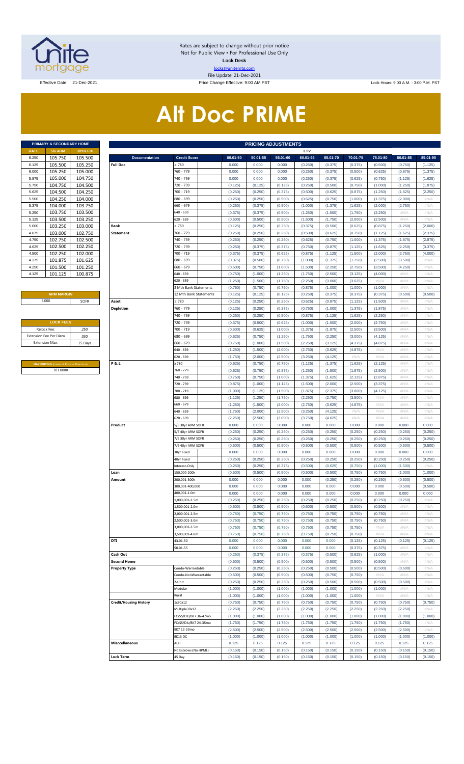Rates are subject to change without prior notice
Not for Public View • For Professional Use Only
**Lock Desk**
locks@unitemtg.com
File Update: 21-Dec-2021

Effective Date: 21-Dec-2021 | Price Change Effective: 9:00 AM PST | Lock Hours: 9:00 A.M. - 3:00 P.M. PST

# Alt Doc PRIME

| PRIMARY & SECONDARY HOME | | |
|---|---|---|
| RATE | 5/6 ARM | 30YR FIX |
| 6.250 | 105.750 | 105.500 |
| 6.125 | 105.500 | 105.250 |
| 6.000 | 105.250 | 105.000 |
| 5.875 | 105.000 | 104.750 |
| 5.750 | 104.750 | 104.500 |
| 5.625 | 104.500 | 104.250 |
| 5.500 | 104.250 | 104.000 |
| 5.375 | 104.000 | 103.750 |
| 5.250 | 103.750 | 103.500 |
| 5.125 | 103.500 | 103.250 |
| 5.000 | 103.250 | 103.000 |
| 4.875 | 103.000 | 102.750 |
| 4.750 | 102.750 | 102.500 |
| 4.625 | 102.500 | 102.250 |
| 4.500 | 102.250 | 102.000 |
| 4.375 | 101.875 | 101.625 |
| 4.250 | 101.500 | 101.250 |
| 4.125 | 101.125 | 100.875 |

| ARM MARGIN | |
|---|---|
| 5.000 | SOFR |

| LOCK FEES | |
|---|---|
| Relock Fee: | .250 |
| Extension Fee Per Diem | .030 |
| Extension Max: | 15 Days |

| MAX PRICING (Lower of Price or Premium) |
|---|
| 101.0000 |

| PRICING ADJUSTMENTS | | | | | | | | | | |
|---|---|---|---|---|---|---|---|---|---|---|
| | | LTV | | | | | | | | |
| Documentation | Credit Score | 00.01-50 | 50.01-55 | 55.01-60 | 60.01-65 | 65.01-70 | 70.01-75 | 75.01-80 | 80.01-85 | 85.01-90 |
| Full Doc | ≥ 780 | 0.000 | 0.000 | 0.000 | (0.250) | (0.375) | (0.375) | (0.500) | (0.750) | (1.125) |
| | 760 - 779 | 0.000 | 0.000 | 0.000 | (0.250) | (0.375) | (0.500) | (0.625) | (0.875) | (1.375) |
| | 740 - 759 | 0.000 | 0.000 | 0.000 | (0.250) | (0.375) | (0.625) | (0.750) | (1.125) | (1.625) |
| | 720 - 739 | (0.125) | (0.125) | (0.125) | (0.250) | (0.500) | (0.750) | (1.000) | (1.250) | (1.875) |
| | 700 - 719 | (0.250) | (0.250) | (0.375) | (0.500) | (0.625) | (0.875) | (1.250) | (1.625) | (2.250) |
| | 680 - 699 | (0.250) | (0.250) | (0.500) | (0.625) | (0.750) | (1.000) | (1.375) | (2.000) | #N/A |
| | 660 - 679 | (0.250) | (0.375) | (0.500) | (1.000) | (1.375) | (1.625) | (2.000) | (2.750) | #N/A |
| | 640 - 659 | (0.375) | (0.375) | (0.500) | (1.250) | (1.500) | (1.750) | (2.250) | #N/A | #N/A |
| | 620 - 639 | (0.500) | (0.500) | (0.500) | (1.500) | (1.750) | (2.000) | (2.500) | #N/A | #N/A |
| Bank Statement | ≥ 780 | (0.125) | (0.250) | (0.250) | (0.375) | (0.500) | (0.625) | (0.875) | (1.250) | (2.000) |
| | 760 - 779 | (0.250) | (0.250) | (0.250) | (0.500) | (0.625) | (0.750) | (1.125) | (1.625) | (2.375) |
| | 740 - 759 | (0.250) | (0.250) | (0.250) | (0.625) | (0.750) | (1.000) | (1.375) | (1.875) | (2.875) |
| | 720 - 739 | (0.250) | (0.375) | (0.375) | (0.750) | (0.875) | (1.125) | (1.625) | (2.250) | (3.375) |
| | 700 - 719 | (0.375) | (0.375) | (0.625) | (0.875) | (1.125) | (1.500) | (2.000) | (2.750) | (4.000) |
| | 680 - 699 | (0.375) | (0.500) | (0.750) | (1.000) | (1.375) | (1.750) | (2.500) | (3.500) | #N/A |
| | 660 - 679 | (0.500) | (0.750) | (1.000) | (1.500) | (2.250) | (2.750) | (3.500) | (4.250) | #N/A |
| | 640 - 659 | (0.750) | (1.000) | (1.250) | (1.750) | (2.500) | (3.125) | (4.000) | #N/A | #N/A |
| | 620 - 639 | (1.250) | (1.500) | (1.750) | (2.250) | (3.000) | (3.625) | #N/A | #N/A | #N/A |
| | 3 Mth Bank Statements | (0.750) | (0.750) | (0.750) | (0.875) | (1.000) | (1.000) | (1.000) | #N/A | #N/A |
| | 12 Mth Bank Statements | (0.125) | (0.125) | (0.125) | (0.250) | (0.375) | (0.375) | (0.375) | (0.500) | (0.500) |
| Asset Depletion | ≥ 780 | (0.125) | (0.250) | (0.250) | (0.625) | (0.875) | (1.125) | (1.500) | #N/A | #N/A |
| | 760 - 779 | (0.125) | (0.250) | (0.375) | (0.750) | (1.000) | (1.375) | (1.875) | #N/A | #N/A |
| | 740 - 759 | (0.250) | (0.250) | (0.500) | (0.875) | (1.125) | (1.625) | (2.250) | #N/A | #N/A |
| | 720 - 739 | (0.375) | (0.500) | (0.625) | (1.000) | (1.500) | (2.000) | (2.750) | #N/A | #N/A |
| | 700 - 719 | (0.500) | (0.625) | (1.000) | (1.375) | (1.875) | (2.500) | (3.500) | #N/A | #N/A |
| | 680 - 699 | (0.625) | (0.750) | (1.250) | (1.750) | (2.250) | (3.000) | (4.125) | #N/A | #N/A |
| | 660 - 679 | (0.750) | (1.000) | (1.500) | (2.250) | (3.125) | (4.375) | (4.875) | #N/A | #N/A |
| | 640 - 659 | (1.250) | (1.500) | (2.000) | (2.750) | (3.625) | (4.875) | #N/A | #N/A | #N/A |
| | 620 - 639 | (1.750) | (2.000) | (2.500) | (3.250) | (4.125) | #N/A | #N/A | #N/A | #N/A |
| P & L | ≥ 780 | (0.625) | (0.750) | (0.750) | (1.125) | (1.375) | (1.625) | (2.125) | #N/A | #N/A |
| | 760 - 779 | (0.625) | (0.750) | (0.875) | (1.250) | (1.500) | (1.875) | (2.500) | #N/A | #N/A |
| | 740 - 759 | (0.750) | (0.750) | (1.000) | (1.375) | (1.625) | (2.125) | (2.875) | #N/A | #N/A |
| | 720 - 739 | (0.875) | (1.000) | (1.125) | (1.500) | (2.000) | (2.500) | (3.375) | #N/A | #N/A |
| | 700 - 719 | (1.000) | (1.125) | (1.500) | (1.875) | (2.375) | (3.000) | (4.125) | #N/A | #N/A |
| | 680 - 699 | (1.125) | (1.250) | (1.750) | (2.250) | (2.750) | (3.500) | #N/A | #N/A | #N/A |
| | 660 - 679 | (1.250) | (1.500) | (2.000) | (2.750) | (3.625) | (4.875) | #N/A | #N/A | #N/A |
| | 640 - 659 | (1.750) | (2.000) | (2.500) | (3.250) | (4.125) | #N/A | #N/A | #N/A | #N/A |
| | 620 - 639 | (2.250) | (2.500) | (3.000) | (3.750) | (4.625) | #N/A | #N/A | #N/A | #N/A |
| Product | 5/6 30yr ARM SOFR | 0.000 | 0.000 | 0.000 | 0.000 | 0.000 | 0.000 | 0.000 | 0.000 | 0.000 |
| | 5/6 40yr ARM SOFR | (0.250) | (0.250) | (0.250) | (0.250) | (0.250) | (0.250) | (0.250) | (0.250) | (0.250) |
| | 7/6 30yr ARM SOFR | (0.250) | (0.250) | (0.250) | (0.250) | (0.250) | (0.250) | (0.250) | (0.250) | (0.250) |
| | 7/6 40yr ARM SOFR | (0.500) | (0.500) | (0.500) | (0.500) | (0.500) | (0.500) | (0.500) | (0.500) | (0.500) |
| | 30yr Fixed | 0.000 | 0.000 | 0.000 | 0.000 | 0.000 | 0.000 | 0.000 | 0.000 | 0.000 |
| | 40yr Fixed | (0.250) | (0.250) | (0.250) | (0.250) | (0.250) | (0.250) | (0.250) | (0.250) | (0.250) |
| | Interest-Only | (0.250) | (0.250) | (0.375) | (0.500) | (0.625) | (0.750) | (1.000) | (1.500) | #N/A |
| Loan Amount | 150,000-200k | (0.500) | (0.500) | (0.500) | (0.500) | (0.500) | (0.750) | (0.750) | (1.000) | (1.000) |
| | 200,001-300k | 0.000 | 0.000 | 0.000 | 0.000 | (0.250) | (0.250) | (0.250) | (0.500) | (0.500) |
| | 300,001-400,000 | 0.000 | 0.000 | 0.000 | 0.000 | 0.000 | 0.000 | 0.000 | (0.500) | (0.500) |
| | 400,001-1.0m | 0.000 | 0.000 | 0.000 | 0.000 | 0.000 | 0.000 | 0.000 | 0.000 | 0.000 |
| | 1,000,001-1.5m | (0.250) | (0.250) | (0.250) | (0.250) | (0.250) | (0.250) | (0.250) | (0.250) | #N/A |
| | 1,500,001-2.0m | (0.500) | (0.500) | (0.500) | (0.500) | (0.500) | (0.500) | (0.500) | #N/A | #N/A |
| | 2,000,001-2.5m | (0.750) | (0.750) | (0.750) | (0.750) | (0.750) | (0.750) | (0.750) | #N/A | #N/A |
| | 2,500,001-3.0m | (0.750) | (0.750) | (0.750) | (0.750) | (0.750) | (0.750) | (0.750) | #N/A | #N/A |
| | 3,000,001-3.5m | (0.750) | (0.750) | (0.750) | (0.750) | (0.750) | (0.750) | #N/A | #N/A | #N/A |
| | 3,500,001-4.0m | (0.750) | (0.750) | (0.750) | (0.750) | (0.750) | (0.750) | #N/A | #N/A | #N/A |
| DTI | 43.01-50 | 0.000 | 0.000 | 0.000 | 0.000 | 0.000 | (0.125) | (0.125) | (0.125) | (0.125) |
| | 50.01-55 | 0.000 | 0.000 | 0.000 | 0.000 | 0.000 | (0.375) | (0.375) | #N/A | #N/A |
| Cash Out | | (0.250) | (0.375) | (0.375) | (0.375) | (0.500) | (0.625) | (1.000) | #N/A | #N/A |
| Second Home | | (0.500) | (0.500) | (0.500) | (0.500) | (0.500) | (0.500) | (0.500) | #N/A | #N/A |
| Property Type | Condo-Warrantable | (0.250) | (0.250) | (0.250) | (0.250) | (0.500) | (0.500) | (0.500) | (0.500) | #N/A |
| | Condo-NonWarrantable | (0.500) | (0.500) | (0.500) | (0.500) | (0.750) | (0.750) | #N/A | #N/A | #N/A |
| | 2-Unit | (0.250) | (0.250) | (0.250) | (0.250) | (0.500) | (0.500) | (0.500) | (0.500) | #N/A |
| | Modular | (1.000) | (1.000) | (1.000) | (1.000) | (1.000) | (1.000) | (1.000) | #N/A | #N/A |
| | Rural | (1.000) | (1.000) | (1.000) | (1.000) | (1.000) | (1.000) | #N/A | #N/A | #N/A |
| Credit/Housing History | 1x30x12 | (0.750) | (0.750) | (0.750) | (0.750) | (0.750) | (0.750) | (0.750) | (0.750) | (0.750) |
| | Multiple30x12 | (2.250) | (2.250) | (2.250) | (2.250) | (2.250) | (2.250) | (2.250) | (2.250) | #N/A |
| | FC/SS/DIL/BK7 36-47mo | (1.000) | (1.000) | (1.000) | (1.000) | (1.000) | (1.000) | (1.000) | (1.000) | (1.000) |
| | FC/SS/DIL/BK7 24-35mo | (1.750) | (1.750) | (1.750) | (1.750) | (1.750) | (1.750) | (1.750) | (1.750) | #N/A |
| | BK7 12-23mo | (2.500) | (2.500) | (2.500) | (2.500) | (2.500) | (2.500) | (2.500) | (2.500) | #N/A |
| | BK13 DC | (1.000) | (1.000) | (1.000) | (1.000) | (1.000) | (1.000) | (1.000) | (1.000) | (1.000) |
| Misccellaneous | ACH | 0.125 | 0.125 | 0.125 | 0.125 | 0.125 | 0.125 | 0.125 | 0.125 | 0.125 |
| | No Escrows (No HPML) | (0.150) | (0.150) | (0.150) | (0.150) | (0.150) | (0.150) | (0.150) | (0.150) | (0.150) |
| Lock Term | 45 Day | (0.150) | (0.150) | (0.150) | (0.150) | (0.150) | (0.150) | (0.150) | (0.150) | (0.150) |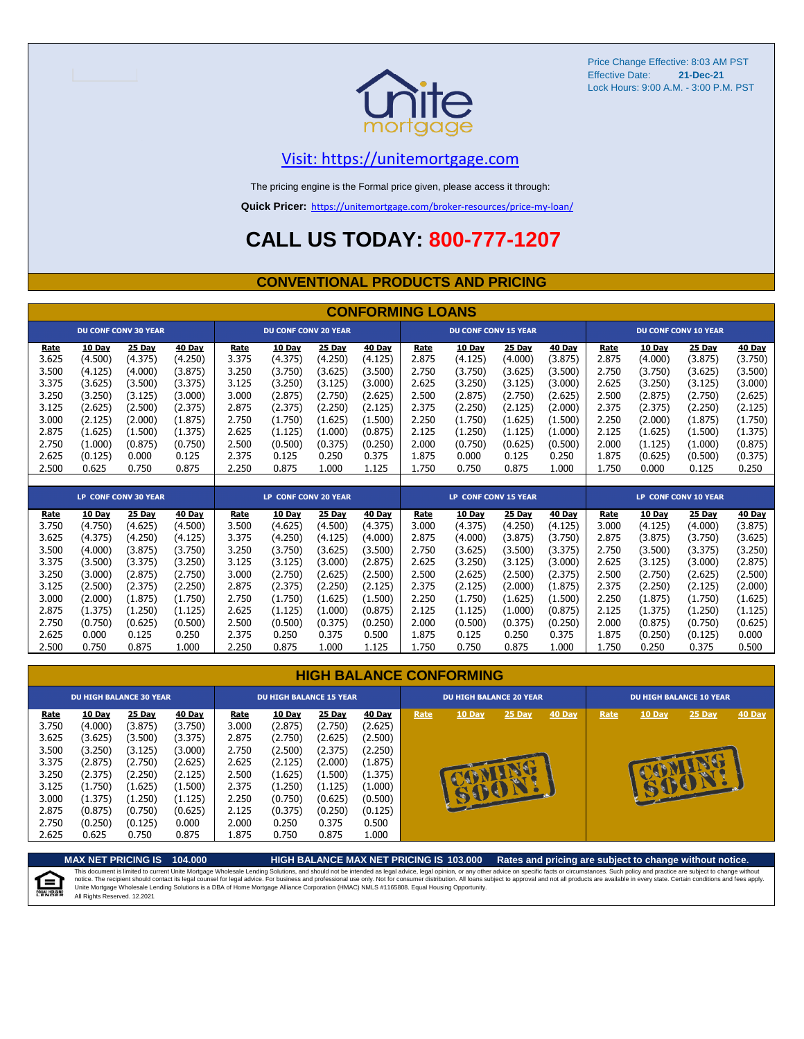Price Change Effective: 8:03 AM PST
Effective Date: **21-Dec-21**
Lock Hours: 9:00 A.M. - 3:00 P.M. PST

Visit: https://unitemortgage.com

The pricing engine is the Formal price given, please access it through:

**Quick Pricer:** https://unitemortgage.com/broker-resources/price-my-loan/

# CALL US TODAY: 800-777-1207

## CONVENTIONAL PRODUCTS AND PRICING

### CONFORMING LOANS

| DU CONF CONV 30 YEAR | | | | DU CONF CONV 20 YEAR | | | | DU CONF CONV 15 YEAR | | | | DU CONF CONV 10 YEAR | | | |
|---|---|---|---|---|---|---|---|---|---|---|---|---|---|---|---|
| Rate | 10 Day | 25 Day | 40 Day | Rate | 10 Day | 25 Day | 40 Day | Rate | 10 Day | 25 Day | 40 Day | Rate | 10 Day | 25 Day | 40 Day |
| 3.625 | (4.500) | (4.375) | (4.250) | 3.375 | (4.375) | (4.250) | (4.125) | 2.875 | (4.125) | (4.000) | (3.875) | 2.875 | (4.000) | (3.875) | (3.750) |
| 3.500 | (4.125) | (4.000) | (3.875) | 3.250 | (3.750) | (3.625) | (3.500) | 2.750 | (3.750) | (3.625) | (3.500) | 2.750 | (3.750) | (3.625) | (3.500) |
| 3.375 | (3.625) | (3.500) | (3.375) | 3.125 | (3.250) | (3.125) | (3.000) | 2.625 | (3.250) | (3.125) | (3.000) | 2.625 | (3.250) | (3.125) | (3.000) |
| 3.250 | (3.250) | (3.125) | (3.000) | 3.000 | (2.875) | (2.750) | (2.625) | 2.500 | (2.875) | (2.750) | (2.625) | 2.500 | (2.875) | (2.750) | (2.625) |
| 3.125 | (2.625) | (2.500) | (2.375) | 2.875 | (2.375) | (2.250) | (2.125) | 2.375 | (2.250) | (2.125) | (2.000) | 2.375 | (2.375) | (2.250) | (2.125) |
| 3.000 | (2.125) | (2.000) | (1.875) | 2.750 | (1.750) | (1.625) | (1.500) | 2.250 | (1.750) | (1.625) | (1.500) | 2.250 | (2.000) | (1.875) | (1.750) |
| 2.875 | (1.625) | (1.500) | (1.375) | 2.625 | (1.125) | (1.000) | (0.875) | 2.125 | (1.250) | (1.125) | (1.000) | 2.125 | (1.625) | (1.500) | (1.375) |
| 2.750 | (1.000) | (0.875) | (0.750) | 2.500 | (0.500) | (0.375) | (0.250) | 2.000 | (0.750) | (0.625) | (0.500) | 2.000 | (1.125) | (1.000) | (0.875) |
| 2.625 | (0.125) | 0.000 | 0.125 | 2.375 | 0.125 | 0.250 | 0.375 | 1.875 | 0.000 | 0.125 | 0.250 | 1.875 | (0.625) | (0.500) | (0.375) |
| 2.500 | 0.625 | 0.750 | 0.875 | 2.250 | 0.875 | 1.000 | 1.125 | 1.750 | 0.750 | 0.875 | 1.000 | 1.750 | 0.000 | 0.125 | 0.250 |

| LP CONF CONV 30 YEAR | | | | LP CONF CONV 20 YEAR | | | | LP CONF CONV 15 YEAR | | | | LP CONF CONV 10 YEAR | | | |
|---|---|---|---|---|---|---|---|---|---|---|---|---|---|---|---|
| Rate | 10 Day | 25 Day | 40 Day | Rate | 10 Day | 25 Day | 40 Day | Rate | 10 Day | 25 Day | 40 Day | Rate | 10 Day | 25 Day | 40 Day |
| 3.750 | (4.750) | (4.625) | (4.500) | 3.500 | (4.625) | (4.500) | (4.375) | 3.000 | (4.375) | (4.250) | (4.125) | 3.000 | (4.125) | (4.000) | (3.875) |
| 3.625 | (4.375) | (4.250) | (4.125) | 3.375 | (4.250) | (4.125) | (4.000) | 2.875 | (4.000) | (3.875) | (3.750) | 2.875 | (3.875) | (3.750) | (3.625) |
| 3.500 | (4.000) | (3.875) | (3.750) | 3.250 | (3.750) | (3.625) | (3.500) | 2.750 | (3.625) | (3.500) | (3.375) | 2.750 | (3.500) | (3.375) | (3.250) |
| 3.375 | (3.500) | (3.375) | (3.250) | 3.125 | (3.125) | (3.000) | (2.875) | 2.625 | (3.250) | (3.125) | (3.000) | 2.625 | (3.125) | (3.000) | (2.875) |
| 3.250 | (3.000) | (2.875) | (2.750) | 3.000 | (2.750) | (2.625) | (2.500) | 2.500 | (2.625) | (2.500) | (2.375) | 2.500 | (2.750) | (2.625) | (2.500) |
| 3.125 | (2.500) | (2.375) | (2.250) | 2.875 | (2.375) | (2.250) | (2.125) | 2.375 | (2.125) | (2.000) | (1.875) | 2.375 | (2.250) | (2.125) | (2.000) |
| 3.000 | (2.000) | (1.875) | (1.750) | 2.750 | (1.750) | (1.625) | (1.500) | 2.250 | (1.750) | (1.625) | (1.500) | 2.250 | (1.875) | (1.750) | (1.625) |
| 2.875 | (1.375) | (1.250) | (1.125) | 2.625 | (1.125) | (1.000) | (0.875) | 2.125 | (1.125) | (1.000) | (0.875) | 2.125 | (1.375) | (1.250) | (1.125) |
| 2.750 | (0.750) | (0.625) | (0.500) | 2.500 | (0.500) | (0.375) | (0.250) | 2.000 | (0.500) | (0.375) | (0.250) | 2.000 | (0.875) | (0.750) | (0.625) |
| 2.625 | 0.000 | 0.125 | 0.250 | 2.375 | 0.250 | 0.375 | 0.500 | 1.875 | 0.125 | 0.250 | 0.375 | 1.875 | (0.250) | (0.125) | 0.000 |
| 2.500 | 0.750 | 0.875 | 1.000 | 2.250 | 0.875 | 1.000 | 1.125 | 1.750 | 0.750 | 0.875 | 1.000 | 1.750 | 0.250 | 0.375 | 0.500 |

### HIGH BALANCE CONFORMING

| DU HIGH BALANCE 30 YEAR | | | | DU HIGH BALANCE 15 YEAR | | | | DU HIGH BALANCE 20 YEAR | | | | DU HIGH BALANCE 10 YEAR | | | |
|---|---|---|---|---|---|---|---|---|---|---|---|---|---|---|---|
| Rate | 10 Day | 25 Day | 40 Day | Rate | 10 Day | 25 Day | 40 Day | Rate | 10 Day | 25 Day | 40 Day | Rate | 10 Day | 25 Day | 40 Day |
| 3.750 | (4.000) | (3.875) | (3.750) | 3.000 | (2.875) | (2.750) | (2.625) | COMING SOON! | | | | COMING SOON! | | | |
| 3.625 | (3.625) | (3.500) | (3.375) | 2.875 | (2.750) | (2.625) | (2.500) | | | | | | | | |
| 3.500 | (3.250) | (3.125) | (3.000) | 2.750 | (2.500) | (2.375) | (2.250) | | | | | | | | |
| 3.375 | (2.875) | (2.750) | (2.625) | 2.625 | (2.125) | (2.000) | (1.875) | | | | | | | | |
| 3.250 | (2.375) | (2.250) | (2.125) | 2.500 | (1.625) | (1.500) | (1.375) | | | | | | | | |
| 3.125 | (1.750) | (1.625) | (1.500) | 2.375 | (1.250) | (1.125) | (1.000) | | | | | | | | |
| 3.000 | (1.375) | (1.250) | (1.125) | 2.250 | (0.750) | (0.625) | (0.500) | | | | | | | | |
| 2.875 | (0.875) | (0.750) | (0.625) | 2.125 | (0.375) | (0.250) | (0.125) | | | | | | | | |
| 2.750 | (0.250) | (0.125) | 0.000 | 2.000 | 0.250 | 0.375 | 0.500 | | | | | | | | |
| 2.625 | 0.625 | 0.750 | 0.875 | 1.875 | 0.750 | 0.875 | 1.000 | | | | | | | | |

**MAX NET PRICING IS 104.000** **HIGH BALANCE MAX NET PRICING IS 103.000** **Rates and pricing are subject to change without notice.**

This document is limited to current Unite Mortgage Wholesale Lending Solutions, and should not be intended as legal advice, legal opinion, or any other advice on specific facts or circumstances. Such policy and practice are subject to change without notice. The recipient should contact its legal counsel for legal advice. For business and professional use only. Not for consumer distribution. All loans subject to approval and not all products are available in every state. Certain conditions and fees apply. Unite Mortgage Wholesale Lending Solutions is a DBA of Home Mortgage Alliance Corporation (HMAC) NMLS #1165808. Equal Housing Opportunity.
All Rights Reserved. 12.2021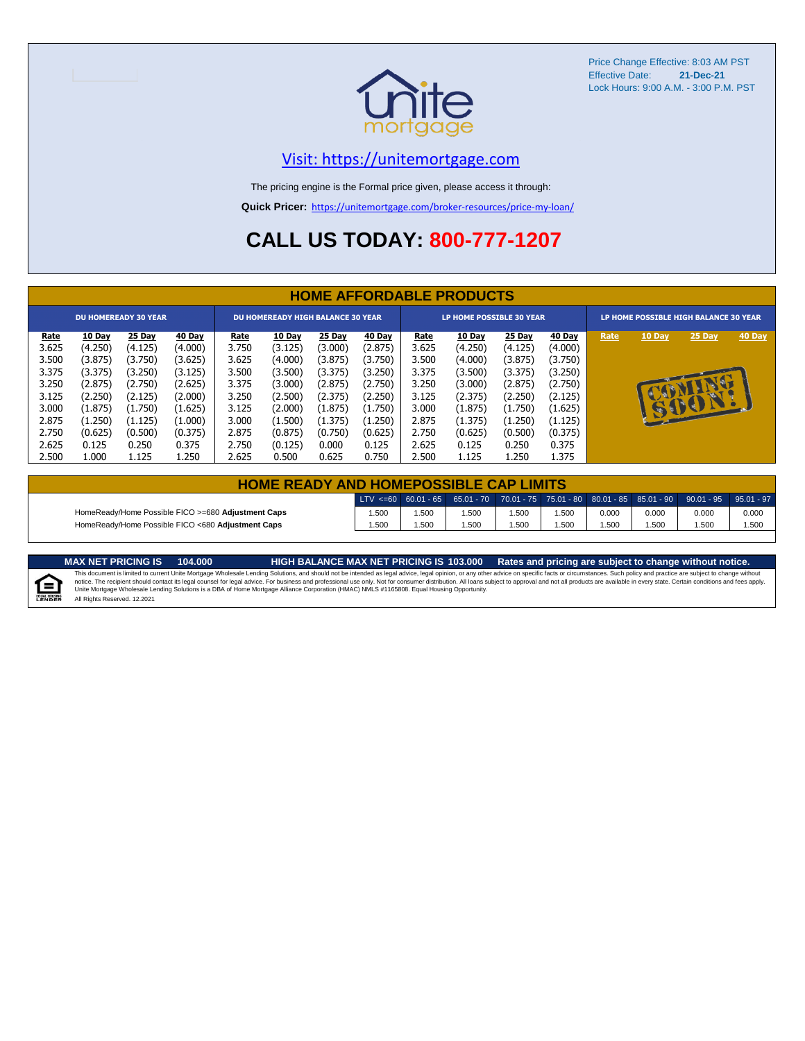Price Change Effective: 8:03 AM PST
Effective Date: **21-Dec-21**
Lock Hours: 9:00 A.M. - 3:00 P.M. PST

Visit: https://unitemortgage.com

The pricing engine is the Formal price given, please access it through:

**Quick Pricer:** https://unitemortgage.com/broker-resources/price-my-loan/

# CALL US TODAY: 800-777-1207

## HOME AFFORDABLE PRODUCTS

| DU HOMEREADY 30 YEAR | | | | DU HOMEREADY HIGH BALANCE 30 YEAR | | | | LP HOME POSSIBLE 30 YEAR | | | | LP HOME POSSIBLE HIGH BALANCE 30 YEAR | | | |
|---|---|---|---|---|---|---|---|---|---|---|---|---|---|---|---|
| Rate | 10 Day | 25 Day | 40 Day | Rate | 10 Day | 25 Day | 40 Day | Rate | 10 Day | 25 Day | 40 Day | Rate | 10 Day | 25 Day | 40 Day |
| 3.625 | (4.250) | (4.125) | (4.000) | 3.750 | (3.125) | (3.000) | (2.875) | 3.625 | (4.250) | (4.125) | (4.000) | COMING SOON! | | | |
| 3.500 | (3.875) | (3.750) | (3.625) | 3.625 | (4.000) | (3.875) | (3.750) | 3.500 | (4.000) | (3.875) | (3.750) | | | | |
| 3.375 | (3.375) | (3.250) | (3.125) | 3.500 | (3.500) | (3.375) | (3.250) | 3.375 | (3.500) | (3.375) | (3.250) | | | | |
| 3.250 | (2.875) | (2.750) | (2.625) | 3.375 | (3.000) | (2.875) | (2.750) | 3.250 | (3.000) | (2.875) | (2.750) | | | | |
| 3.125 | (2.250) | (2.125) | (2.000) | 3.250 | (2.500) | (2.375) | (2.250) | 3.125 | (2.375) | (2.250) | (2.125) | | | | |
| 3.000 | (1.875) | (1.750) | (1.625) | 3.125 | (2.000) | (1.875) | (1.750) | 3.000 | (1.875) | (1.750) | (1.625) | | | | |
| 2.875 | (1.250) | (1.125) | (1.000) | 3.000 | (1.500) | (1.375) | (1.250) | 2.875 | (1.375) | (1.250) | (1.125) | | | | |
| 2.750 | (0.625) | (0.500) | (0.375) | 2.875 | (0.875) | (0.750) | (0.625) | 2.750 | (0.625) | (0.500) | (0.375) | | | | |
| 2.625 | 0.125 | 0.250 | 0.375 | 2.750 | (0.125) | 0.000 | 0.125 | 2.625 | 0.125 | 0.250 | 0.375 | | | | |
| 2.500 | 1.000 | 1.125 | 1.250 | 2.625 | 0.500 | 0.625 | 0.750 | 2.500 | 1.125 | 1.250 | 1.375 | | | | |

## HOME READY AND HOMEPOSSIBLE CAP LIMITS

| | LTV <=60 | 60.01 - 65 | 65.01 - 70 | 70.01 - 75 | 75.01 - 80 | 80.01 - 85 | 85.01 - 90 | 90.01 - 95 | 95.01 - 97 |
|---|---|---|---|---|---|---|---|---|---|
| HomeReady/Home Possible FICO >=680 **Adjustment Caps** | 1.500 | 1.500 | 1.500 | 1.500 | 1.500 | 0.000 | 0.000 | 0.000 | 0.000 |
| HomeReady/Home Possible FICO <680 **Adjustment Caps** | 1.500 | 1.500 | 1.500 | 1.500 | 1.500 | 1.500 | 1.500 | 1.500 | 1.500 |

**MAX NET PRICING IS 104.000** **HIGH BALANCE MAX NET PRICING IS 103.000** **Rates and pricing are subject to change without notice.**

This document is limited to current Unite Mortgage Wholesale Lending Solutions, and should not be intended as legal advice, legal opinion, or any other advice on specific facts or circumstances. Such policy and practice are subject to change without notice. The recipient should contact its legal counsel for legal advice. For business and professional use only. Not for consumer distribution. All loans subject to approval and not all products are available in every state. Certain conditions and fees apply. Unite Mortgage Wholesale Lending Solutions is a DBA of Home Mortgage Alliance Corporation (HMAC) NMLS #1165808. Equal Housing Opportunity.
All Rights Reserved. 12.2021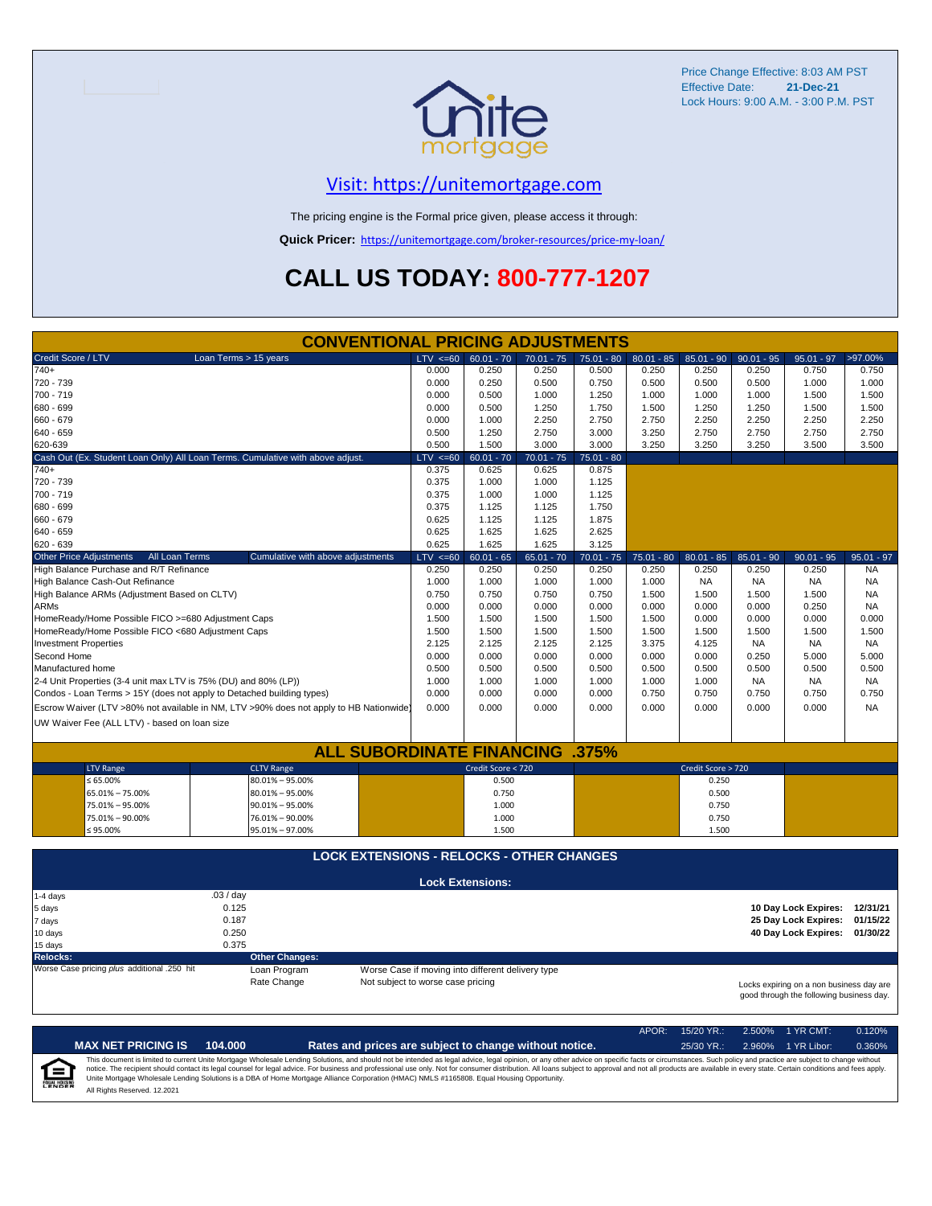Price Change Effective: 8:03 AM PST
Effective Date: **21-Dec-21**
Lock Hours: 9:00 A.M. - 3:00 P.M. PST

unite mortgage

## Visit: https://unitemortgage.com

The pricing engine is the Formal price given, please access it through:

**Quick Pricer:** https://unitemortgage.com/broker-resources/price-my-loan/

# CALL US TODAY: 800-777-1207

## CONVENTIONAL PRICING ADJUSTMENTS

| Credit Score / LTV — Loan Terms > 15 years | LTV <=60 | 60.01 - 70 | 70.01 - 75 | 75.01 - 80 | 80.01 - 85 | 85.01 - 90 | 90.01 - 95 | 95.01 - 97 | >97.00% |
|---|---|---|---|---|---|---|---|---|---|
| 740+ | 0.000 | 0.250 | 0.250 | 0.500 | 0.250 | 0.250 | 0.250 | 0.750 | 0.750 |
| 720 - 739 | 0.000 | 0.250 | 0.500 | 0.750 | 0.500 | 0.500 | 0.500 | 1.000 | 1.000 |
| 700 - 719 | 0.000 | 0.500 | 1.000 | 1.250 | 1.000 | 1.000 | 1.000 | 1.500 | 1.500 |
| 680 - 699 | 0.000 | 0.500 | 1.250 | 1.750 | 1.500 | 1.250 | 1.250 | 1.500 | 1.500 |
| 660 - 679 | 0.000 | 1.000 | 2.250 | 2.750 | 2.750 | 2.250 | 2.250 | 2.250 | 2.250 |
| 640 - 659 | 0.500 | 1.250 | 2.750 | 3.000 | 3.250 | 2.750 | 2.750 | 2.750 | 2.750 |
| 620-639 | 0.500 | 1.500 | 3.000 | 3.000 | 3.250 | 3.250 | 3.250 | 3.500 | 3.500 |

| Cash Out (Ex. Student Loan Only) All Loan Terms. Cumulative with above adjust. | LTV <=60 | 60.01 - 70 | 70.01 - 75 | 75.01 - 80 |
|---|---|---|---|---|
| 740+ | 0.375 | 0.625 | 0.625 | 0.875 |
| 720 - 739 | 0.375 | 1.000 | 1.000 | 1.125 |
| 700 - 719 | 0.375 | 1.000 | 1.000 | 1.125 |
| 680 - 699 | 0.375 | 1.125 | 1.125 | 1.750 |
| 660 - 679 | 0.625 | 1.125 | 1.125 | 1.875 |
| 640 - 659 | 0.625 | 1.625 | 1.625 | 2.625 |
| 620 - 639 | 0.625 | 1.625 | 1.625 | 3.125 |

| Other Price Adjustments — All Loan Terms — Cumulative with above adjustments | LTV <=60 | 60.01 - 65 | 65.01 - 70 | 70.01 - 75 | 75.01 - 80 | 80.01 - 85 | 85.01 - 90 | 90.01 - 95 | 95.01 - 97 |
|---|---|---|---|---|---|---|---|---|---|
| High Balance Purchase and R/T Refinance | 0.250 | 0.250 | 0.250 | 0.250 | 0.250 | 0.250 | 0.250 | 0.250 | NA |
| High Balance Cash-Out Refinance | 1.000 | 1.000 | 1.000 | 1.000 | 1.000 | NA | NA | NA | NA |
| High Balance ARMs (Adjustment Based on CLTV) | 0.750 | 0.750 | 0.750 | 0.750 | 1.500 | 1.500 | 1.500 | 1.500 | NA |
| ARMs | 0.000 | 0.000 | 0.000 | 0.000 | 0.000 | 0.000 | 0.000 | 0.250 | NA |
| HomeReady/Home Possible FICO >=680 Adjustment Caps | 1.500 | 1.500 | 1.500 | 1.500 | 1.500 | 0.000 | 0.000 | 0.000 | 0.000 |
| HomeReady/Home Possible FICO <680 Adjustment Caps | 1.500 | 1.500 | 1.500 | 1.500 | 1.500 | 1.500 | 1.500 | 1.500 | 1.500 |
| Investment Properties | 2.125 | 2.125 | 2.125 | 2.125 | 3.375 | 4.125 | NA | NA | NA |
| Second Home | 0.000 | 0.000 | 0.000 | 0.000 | 0.000 | 0.000 | 0.250 | 5.000 | 5.000 |
| Manufactured home | 0.500 | 0.500 | 0.500 | 0.500 | 0.500 | 0.500 | 0.500 | 0.500 | 0.500 |
| 2-4 Unit Properties (3-4 unit max LTV is 75% (DU) and 80% (LP)) | 1.000 | 1.000 | 1.000 | 1.000 | 1.000 | 1.000 | NA | NA | NA |
| Condos - Loan Terms > 15Y (does not apply to Detached building types) | 0.000 | 0.000 | 0.000 | 0.000 | 0.750 | 0.750 | 0.750 | 0.750 | 0.750 |
| Escrow Waiver (LTV >80% not available in NM, LTV >90% does not apply to HB Nationwide) | 0.000 | 0.000 | 0.000 | 0.000 | 0.000 | 0.000 | 0.000 | 0.000 | NA |
| UW Waiver Fee (ALL LTV) - based on loan size | | | | | | | | | |

## ALL SUBORDINATE FINANCING .375%

| LTV Range | CLTV Range | Credit Score < 720 | Credit Score > 720 |
|---|---|---|---|
| ≤ 65.00% | 80.01% – 95.00% | 0.500 | 0.250 |
| 65.01% – 75.00% | 80.01% – 95.00% | 0.750 | 0.500 |
| 75.01% – 95.00% | 90.01% – 95.00% | 1.000 | 0.750 |
| 75.01% – 90.00% | 76.01% – 90.00% | 1.000 | 0.750 |
| ≤ 95.00% | 95.01% – 97.00% | 1.500 | 1.500 |

## LOCK EXTENSIONS - RELOCKS - OTHER CHANGES

### Lock Extensions:

| Days | Cost |
|---|---|
| 1-4 days | .03 / day |
| 5 days | 0.125 |
| 7 days | 0.187 |
| 10 days | 0.250 |
| 15 days | 0.375 |

**10 Day Lock Expires:** 12/31/21
**25 Day Lock Expires:** 01/15/22
**40 Day Lock Expires:** 01/30/22

**Relocks:**
Worse Case pricing *plus* additional .250 hit

**Other Changes:**

| | |
|---|---|
| Loan Program | Worse Case if moving into different delivery type |
| Rate Change | Not subject to worse case pricing |

Locks expiring on a non business day are good through the following business day.

**MAX NET PRICING IS 104.000** — **Rates and prices are subject to change without notice.**

| APOR: | 15/20 YR.: | 2.500% | 1 YR CMT: | 0.120% |
|---|---|---|---|---|
| | 25/30 YR.: | 2.960% | 1 YR Libor: | 0.360% |

This document is limited to current Unite Mortgage Wholesale Lending Solutions, and should not be intended as legal advice, legal opinion, or any other advice on specific facts or circumstances. Such policy and practice are subject to change without notice. The recipient should contact its legal counsel for legal advice. For business and professional use only. Not for consumer distribution. All loans subject to approval and not all products are available in every state. Certain conditions and fees apply. Unite Mortgage Wholesale Lending Solutions is a DBA of Home Mortgage Alliance Corporation (HMAC) NMLS #1165808. Equal Housing Opportunity.
All Rights Reserved. 12.2021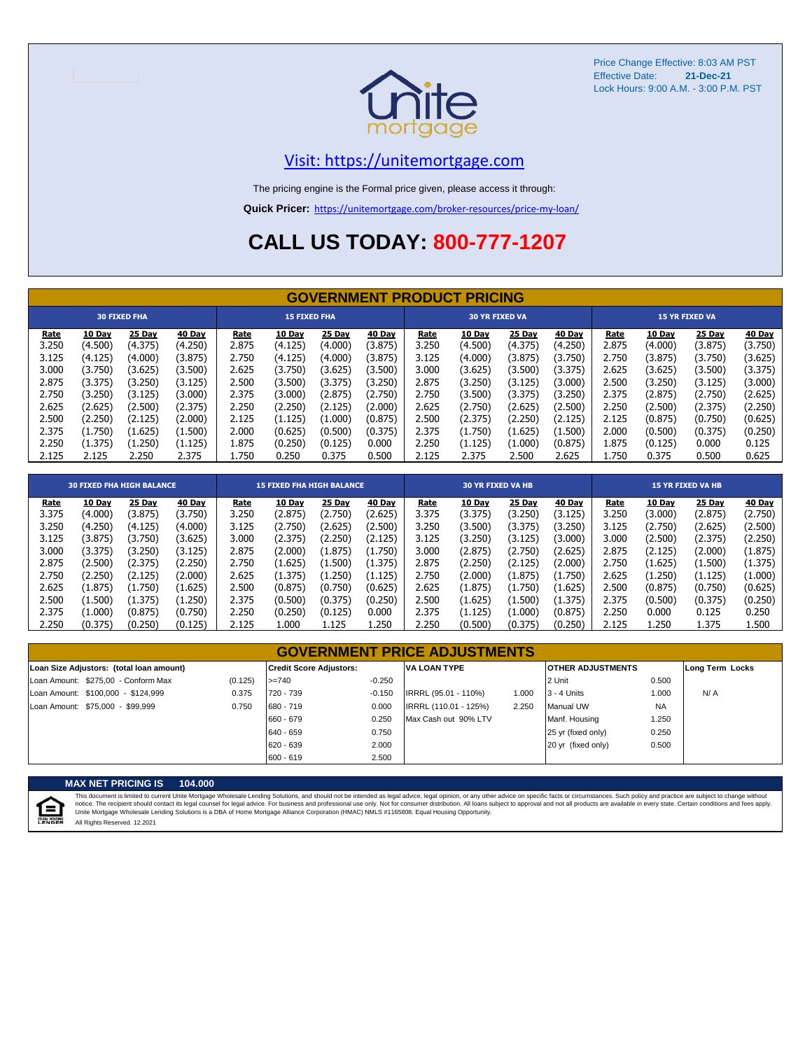Price Change Effective: 8:03 AM PST
Effective Date: **21-Dec-21**
Lock Hours: 9:00 A.M. - 3:00 P.M. PST

unite mortgage

## Visit: https://unitemortgage.com

The pricing engine is the Formal price given, please access it through:

**Quick Pricer:** https://unitemortgage.com/broker-resources/price-my-loan/

# CALL US TODAY: 800-777-1207

## GOVERNMENT PRODUCT PRICING

| 30 FIXED FHA | | | | 15 FIXED FHA | | | | 30 YR FIXED VA | | | | 15 YR FIXED VA | | | |
|---|---|---|---|---|---|---|---|---|---|---|---|---|---|---|---|
| Rate | 10 Day | 25 Day | 40 Day | Rate | 10 Day | 25 Day | 40 Day | Rate | 10 Day | 25 Day | 40 Day | Rate | 10 Day | 25 Day | 40 Day |
| 3.250 | (4.500) | (4.375) | (4.250) | 2.875 | (4.125) | (4.000) | (3.875) | 3.250 | (4.500) | (4.375) | (4.250) | 2.875 | (4.000) | (3.875) | (3.750) |
| 3.125 | (4.125) | (4.000) | (3.875) | 2.750 | (4.125) | (4.000) | (3.875) | 3.125 | (4.000) | (3.875) | (3.750) | 2.750 | (3.875) | (3.750) | (3.625) |
| 3.000 | (3.750) | (3.625) | (3.500) | 2.625 | (3.750) | (3.625) | (3.500) | 3.000 | (3.625) | (3.500) | (3.375) | 2.625 | (3.625) | (3.500) | (3.375) |
| 2.875 | (3.375) | (3.250) | (3.125) | 2.500 | (3.500) | (3.375) | (3.250) | 2.875 | (3.250) | (3.125) | (3.000) | 2.500 | (3.250) | (3.125) | (3.000) |
| 2.750 | (3.250) | (3.125) | (3.000) | 2.375 | (3.000) | (2.875) | (2.750) | 2.750 | (3.500) | (3.375) | (3.250) | 2.375 | (2.875) | (2.750) | (2.625) |
| 2.625 | (2.625) | (2.500) | (2.375) | 2.250 | (2.250) | (2.125) | (2.000) | 2.625 | (2.750) | (2.625) | (2.500) | 2.250 | (2.500) | (2.375) | (2.250) |
| 2.500 | (2.250) | (2.125) | (2.000) | 2.125 | (1.125) | (1.000) | (0.875) | 2.500 | (2.375) | (2.250) | (2.125) | 2.125 | (0.875) | (0.750) | (0.625) |
| 2.375 | (1.750) | (1.625) | (1.500) | 2.000 | (0.625) | (0.500) | (0.375) | 2.375 | (1.750) | (1.625) | (1.500) | 2.000 | (0.500) | (0.375) | (0.250) |
| 2.250 | (1.375) | (1.250) | (1.125) | 1.875 | (0.250) | (0.125) | 0.000 | 2.250 | (1.125) | (1.000) | (0.875) | 1.875 | (0.125) | 0.000 | 0.125 |
| 2.125 | 2.125 | 2.250 | 2.375 | 1.750 | 0.250 | 0.375 | 0.500 | 2.125 | 2.375 | 2.500 | 2.625 | 1.750 | 0.375 | 0.500 | 0.625 |

| 30 FIXED FHA HIGH BALANCE | | | | 15 FIXED FHA HIGH BALANCE | | | | 30 YR FIXED VA HB | | | | 15 YR FIXED VA HB | | | |
|---|---|---|---|---|---|---|---|---|---|---|---|---|---|---|---|
| Rate | 10 Day | 25 Day | 40 Day | Rate | 10 Day | 25 Day | 40 Day | Rate | 10 Day | 25 Day | 40 Day | Rate | 10 Day | 25 Day | 40 Day |
| 3.375 | (4.000) | (3.875) | (3.750) | 3.250 | (2.875) | (2.750) | (2.625) | 3.375 | (3.375) | (3.250) | (3.125) | 3.250 | (3.000) | (2.875) | (2.750) |
| 3.250 | (4.250) | (4.125) | (4.000) | 3.125 | (2.750) | (2.625) | (2.500) | 3.250 | (3.500) | (3.375) | (3.250) | 3.125 | (2.750) | (2.625) | (2.500) |
| 3.125 | (3.875) | (3.750) | (3.625) | 3.000 | (2.375) | (2.250) | (2.125) | 3.125 | (3.250) | (3.125) | (3.000) | 3.000 | (2.500) | (2.375) | (2.250) |
| 3.000 | (3.375) | (3.250) | (3.125) | 2.875 | (2.000) | (1.875) | (1.750) | 3.000 | (2.875) | (2.750) | (2.625) | 2.875 | (2.125) | (2.000) | (1.875) |
| 2.875 | (2.500) | (2.375) | (2.250) | 2.750 | (1.625) | (1.500) | (1.375) | 2.875 | (2.250) | (2.125) | (2.000) | 2.750 | (1.625) | (1.500) | (1.375) |
| 2.750 | (2.250) | (2.125) | (2.000) | 2.625 | (1.375) | (1.250) | (1.125) | 2.750 | (2.000) | (1.875) | (1.750) | 2.625 | (1.250) | (1.125) | (1.000) |
| 2.625 | (1.875) | (1.750) | (1.625) | 2.500 | (0.875) | (0.750) | (0.625) | 2.625 | (1.875) | (1.750) | (1.625) | 2.500 | (0.875) | (0.750) | (0.625) |
| 2.500 | (1.500) | (1.375) | (1.250) | 2.375 | (0.500) | (0.375) | (0.250) | 2.500 | (1.625) | (1.500) | (1.375) | 2.375 | (0.500) | (0.375) | (0.250) |
| 2.375 | (1.000) | (0.875) | (0.750) | 2.250 | (0.250) | (0.125) | 0.000 | 2.375 | (1.125) | (1.000) | (0.875) | 2.250 | 0.000 | 0.125 | 0.250 |
| 2.250 | (0.375) | (0.250) | (0.125) | 2.125 | 1.000 | 1.125 | 1.250 | 2.250 | (0.500) | (0.375) | (0.250) | 2.125 | 1.250 | 1.375 | 1.500 |

## GOVERNMENT PRICE ADJUSTMENTS

| Loan Size Adjustors: (total loan amount) | | Credit Score Adjustors: | | VA LOAN TYPE | | OTHER ADJUSTMENTS | | Long Term Locks |
|---|---|---|---|---|---|---|---|---|
| Loan Amount: $275,000 - Conform Max | (0.125) | >=740 | -0.250 | | | 2 Unit | 0.500 | |
| Loan Amount: $100,000 - $124,999 | 0.375 | 720 - 739 | -0.150 | IRRRL (95.01 - 110%) | 1.000 | 3 - 4 Units | 1.000 | N/ A |
| Loan Amount: $75,000 - $99,999 | 0.750 | 680 - 719 | 0.000 | IRRRL (110.01 - 125%) | 2.250 | Manual UW | NA | |
| | | 660 - 679 | 0.250 | Max Cash out 90% LTV | | Manf. Housing | 1.250 | |
| | | 640 - 659 | 0.750 | | | 25 yr (fixed only) | 0.250 | |
| | | 620 - 639 | 2.000 | | | 20 yr (fixed only) | 0.500 | |
| | | 600 - 619 | 2.500 | | | | | |

**MAX NET PRICING IS 104.000**

This document is limited to current Unite Mortgage Wholesale Lending Solutions, and should not be intended as legal advice, legal opinion, or any other advice on specific facts or circumstances. Such policy and practice are subject to change without notice. The recipient should contact its legal counsel for legal advice. For business and professional use only. Not for consumer distribution. All loans subject to approval and not all products are available in every state. Certain conditions and fees apply. Unite Mortgage Wholesale Lending Solutions is a DBA of Home Mortgage Alliance Corporation (HMAC) NMLS #1165808. Equal Housing Opportunity.
All Rights Reserved. 12.2021